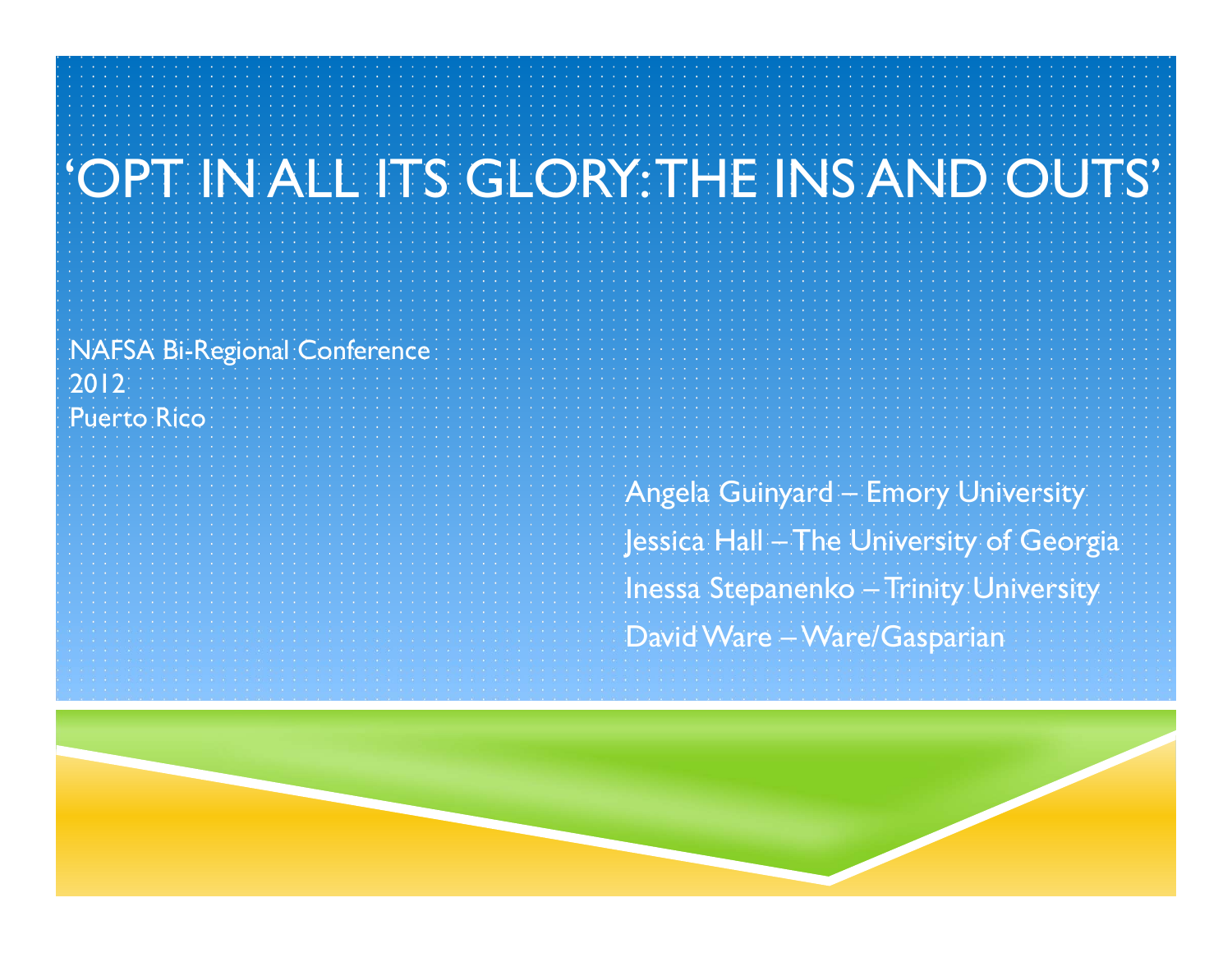# ‘OPT IN ALL ITS GLORY: THE INS AND OUTS’

NAFSA Bi-Regional Conference
2012
Puerto Rico

Angela Guinyard – Emory University

Jessica Hall – The University of Georgia

Inessa Stepanenko – Trinity University

David Ware – Ware/Gasparian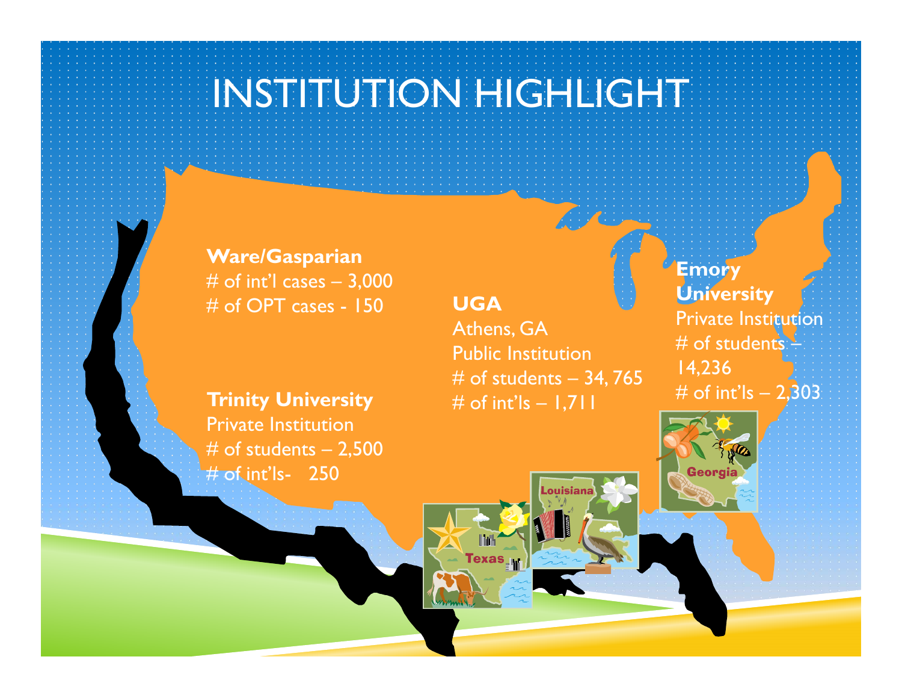# INSTITUTION HIGHLIGHT

**Ware/Gasparian**
# of int'l cases – 3,000
# of OPT cases - 150

**Trinity University**
Private Institution
# of students – 2,500
# of int'ls- 250

**UGA**
Athens, GA
Public Institution
# of students – 34, 765
# of int'ls – 1,711

**Emory University**
Private Institution
# of students – 14,236
# of int'ls – 2,303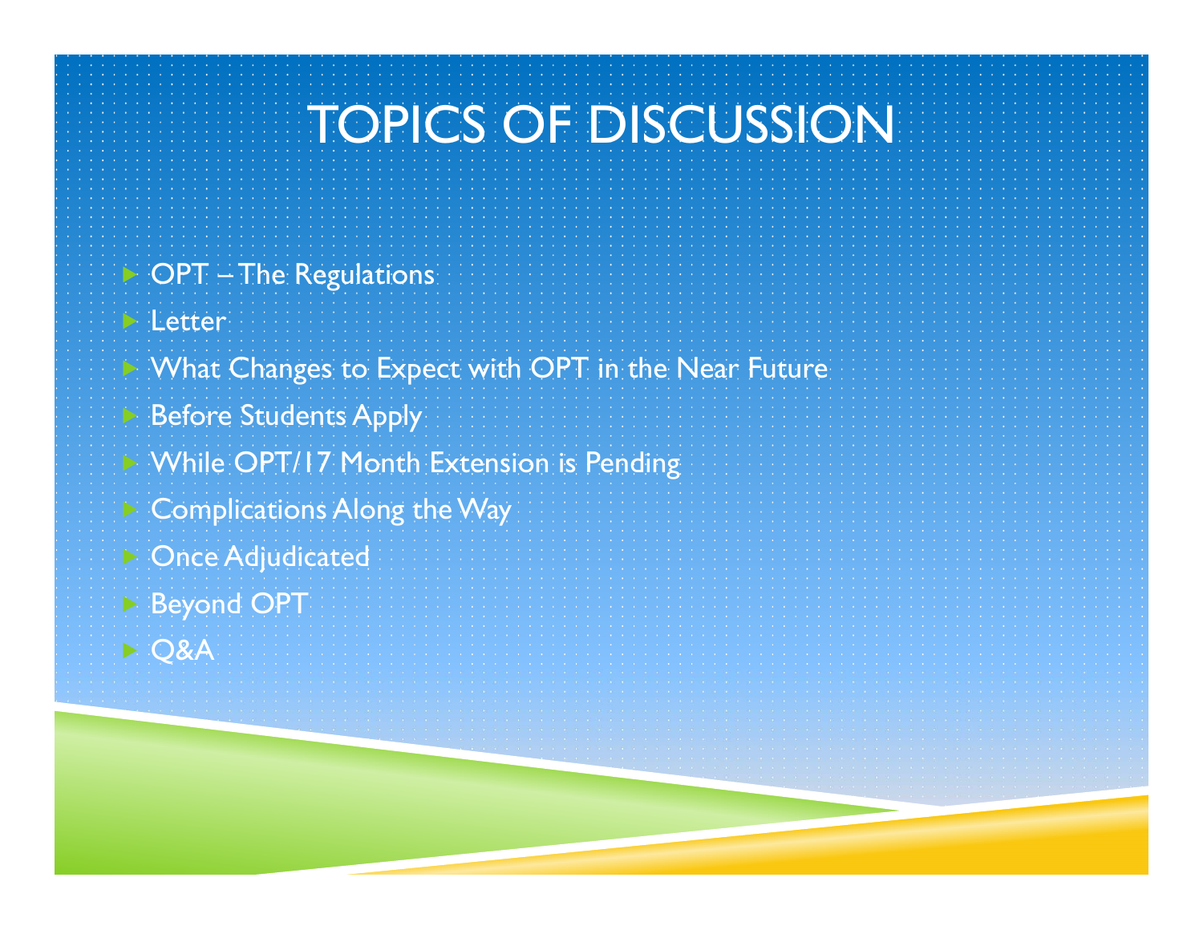# TOPICS OF DISCUSSION

- OPT – The Regulations
- Letter
- What Changes to Expect with OPT in the Near Future
- Before Students Apply
- While OPT/17 Month Extension is Pending
- Complications Along the Way
- Once Adjudicated
- Beyond OPT
- Q&A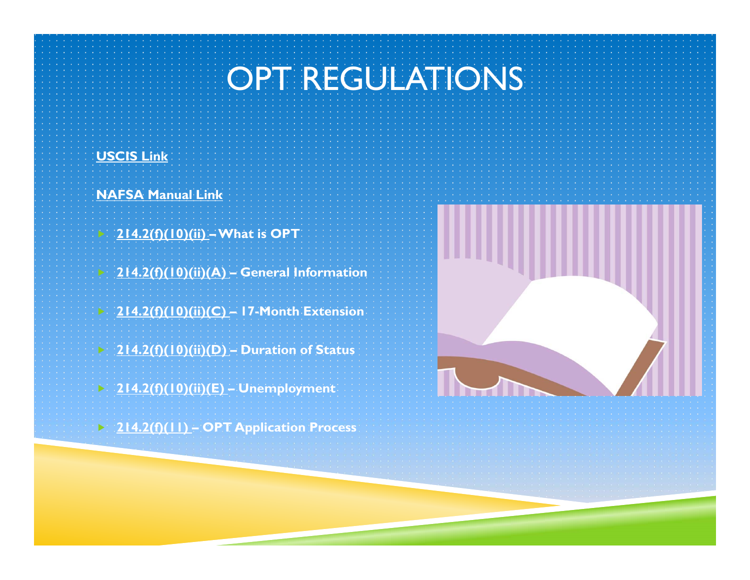# OPT REGULATIONS

**USCIS Link**

**NAFSA Manual Link**

- **214.2(f)(10)(ii) – What is OPT**
- **214.2(f)(10)(ii)(A) – General Information**
- **214.2(f)(10)(ii)(C) – 17-Month Extension**
- **214.2(f)(10)(ii)(D) – Duration of Status**
- **214.2(f)(10)(ii)(E) – Unemployment**
- **214.2(f)(11) – OPT Application Process**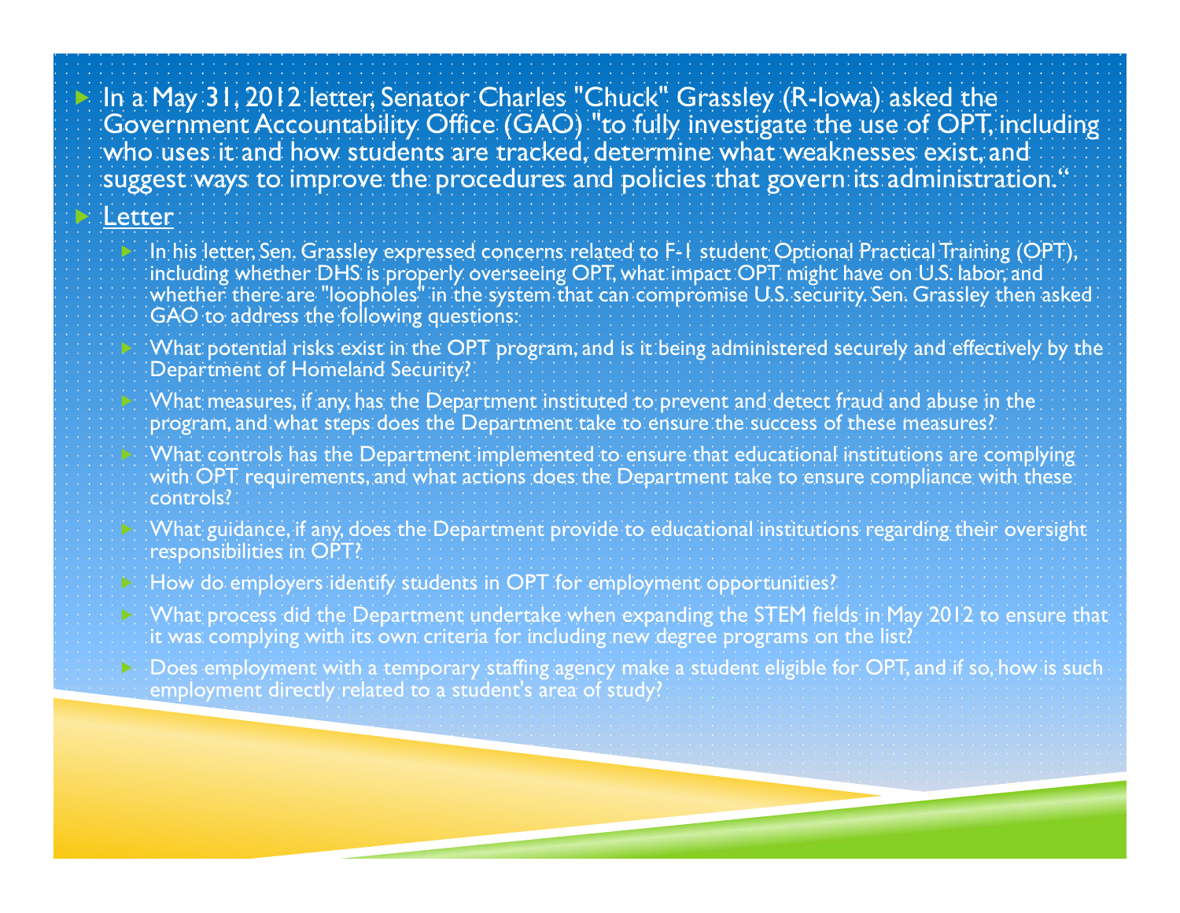- In a May 31, 2012 letter, Senator Charles "Chuck" Grassley (R-Iowa) asked the Government Accountability Office (GAO) "to fully investigate the use of OPT, including who uses it and how students are tracked, determine what weaknesses exist, and suggest ways to improve the procedures and policies that govern its administration."
- Letter
  - In his letter, Sen. Grassley expressed concerns related to F-1 student Optional Practical Training (OPT), including whether DHS is properly overseeing OPT, what impact OPT might have on U.S. labor, and whether there are "loopholes" in the system that can compromise U.S. security. Sen. Grassley then asked GAO to address the following questions:
  - What potential risks exist in the OPT program, and is it being administered securely and effectively by the Department of Homeland Security?
  - What measures, if any, has the Department instituted to prevent and detect fraud and abuse in the program, and what steps does the Department take to ensure the success of these measures?
  - What controls has the Department implemented to ensure that educational institutions are complying with OPT requirements, and what actions does the Department take to ensure compliance with these controls?
  - What guidance, if any, does the Department provide to educational institutions regarding their oversight responsibilities in OPT?
  - How do employers identify students in OPT for employment opportunities?
  - What process did the Department undertake when expanding the STEM fields in May 2012 to ensure that it was complying with its own criteria for including new degree programs on the list?
  - Does employment with a temporary staffing agency make a student eligible for OPT, and if so, how is such employment directly related to a student's area of study?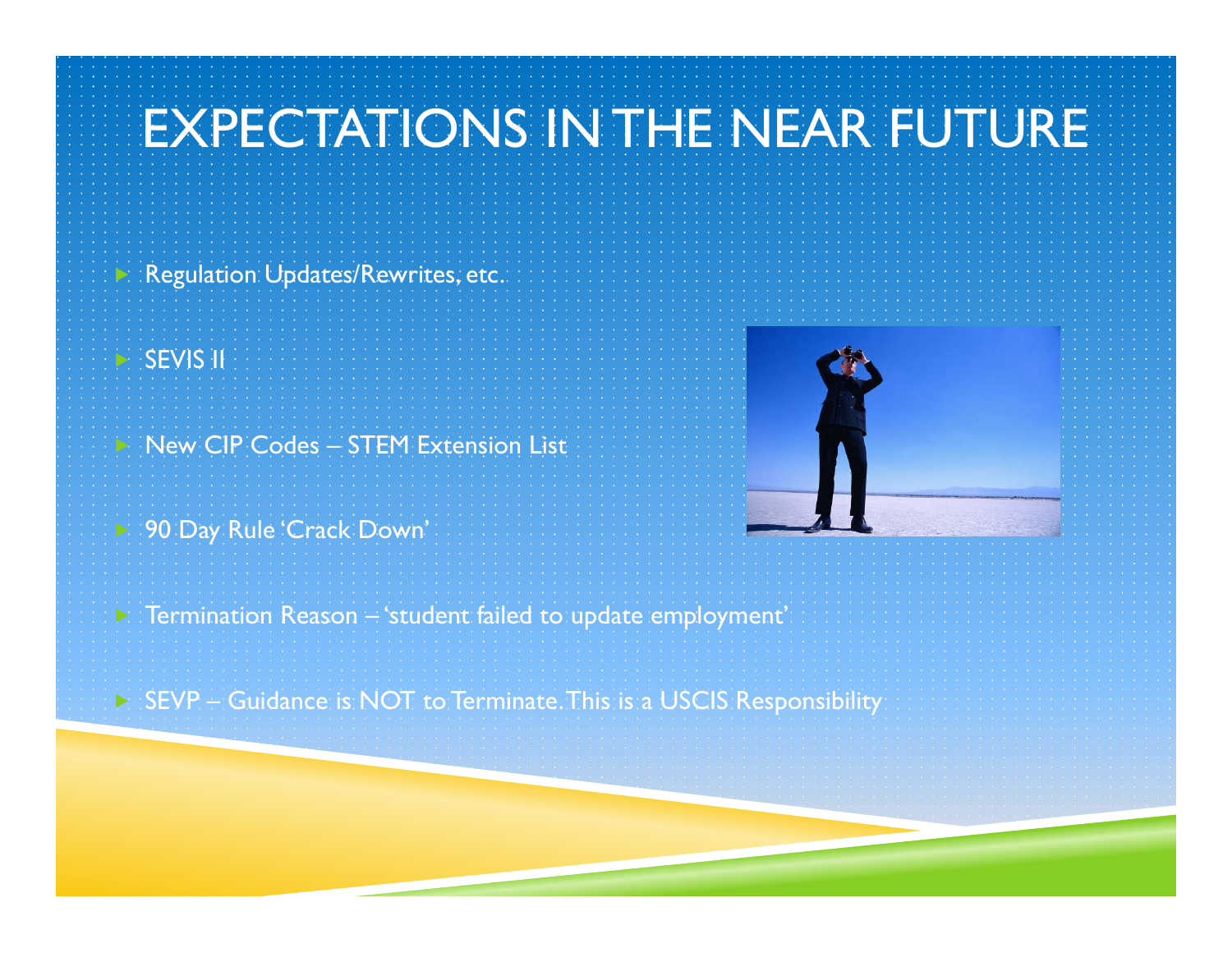# EXPECTATIONS IN THE NEAR FUTURE

- Regulation Updates/Rewrites, etc.
- SEVIS II
- New CIP Codes – STEM Extension List
- 90 Day Rule 'Crack Down'
- Termination Reason – 'student failed to update employment'
- SEVP – Guidance is NOT to Terminate. This is a USCIS Responsibility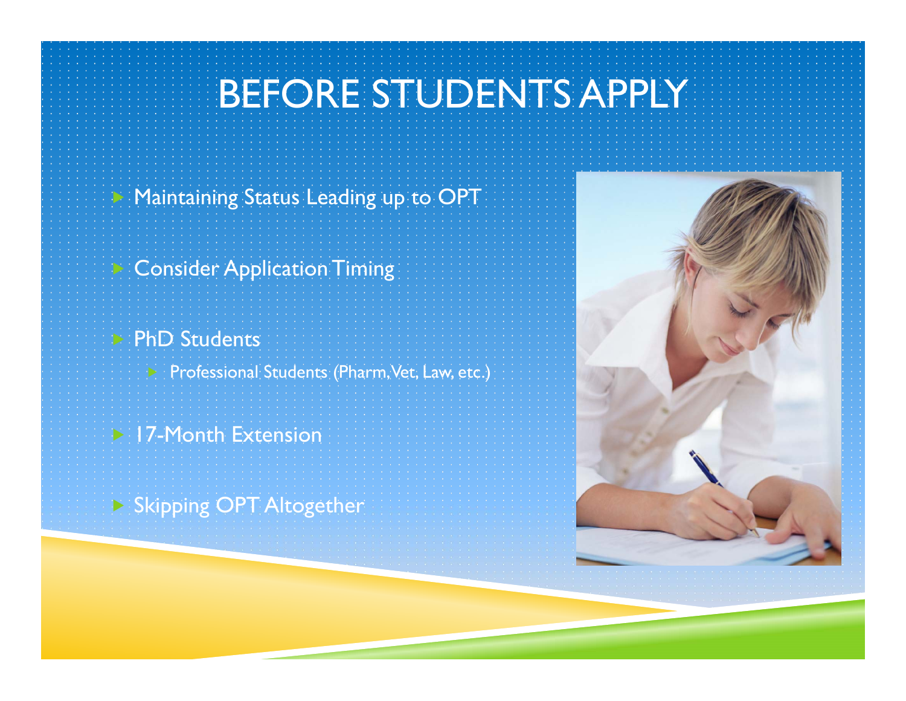# BEFORE STUDENTS APPLY

- Maintaining Status Leading up to OPT
- Consider Application Timing
- PhD Students
  - Professional Students (Pharm, Vet, Law, etc.)
- 17-Month Extension
- Skipping OPT Altogether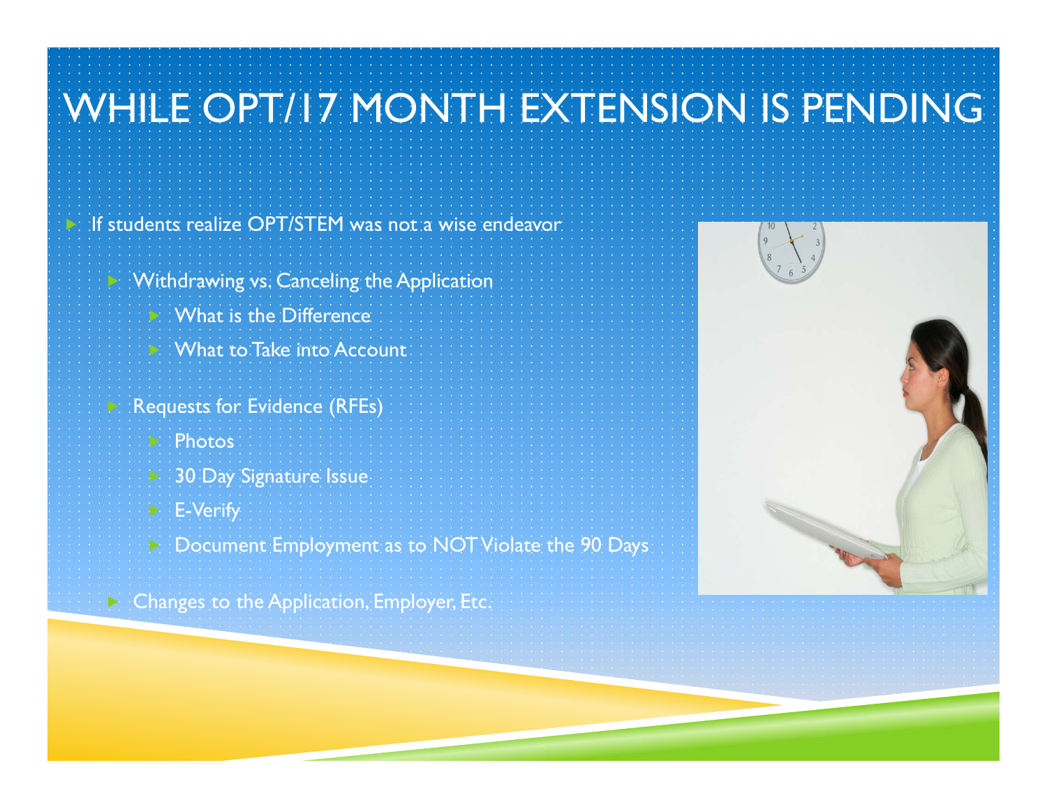# WHILE OPT/17 MONTH EXTENSION IS PENDING

- If students realize OPT/STEM was not a wise endeavor
  - Withdrawing vs. Canceling the Application
    - What is the Difference
    - What to Take into Account
  - Requests for Evidence (RFEs)
    - Photos
    - 30 Day Signature Issue
    - E-Verify
    - Document Employment as to NOT Violate the 90 Days
  - Changes to the Application, Employer, Etc.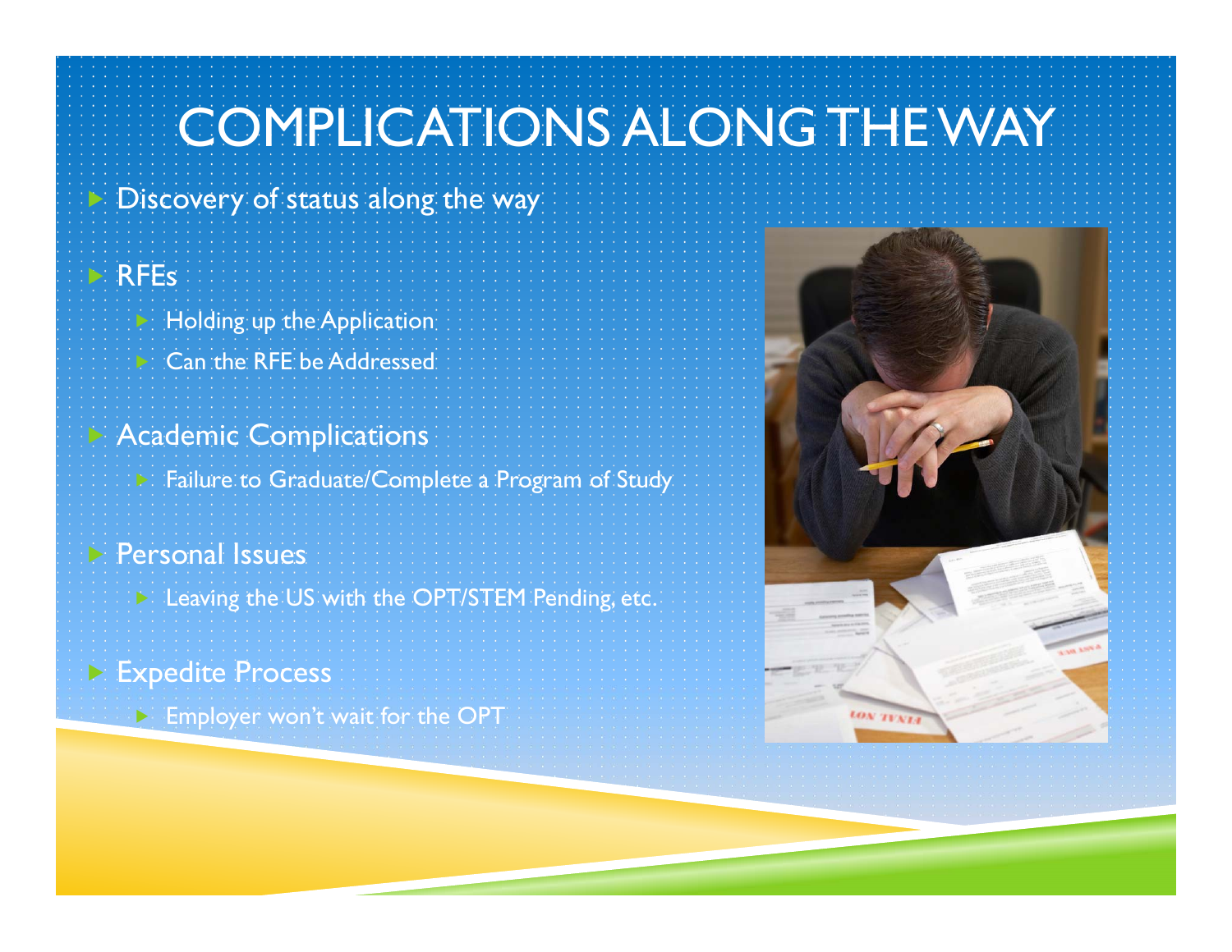# COMPLICATIONS ALONG THE WAY

- Discovery of status along the way
- RFEs
  - Holding up the Application
  - Can the RFE be Addressed
- Academic Complications
  - Failure to Graduate/Complete a Program of Study
- Personal Issues
  - Leaving the US with the OPT/STEM Pending, etc.
- Expedite Process
  - Employer won't wait for the OPT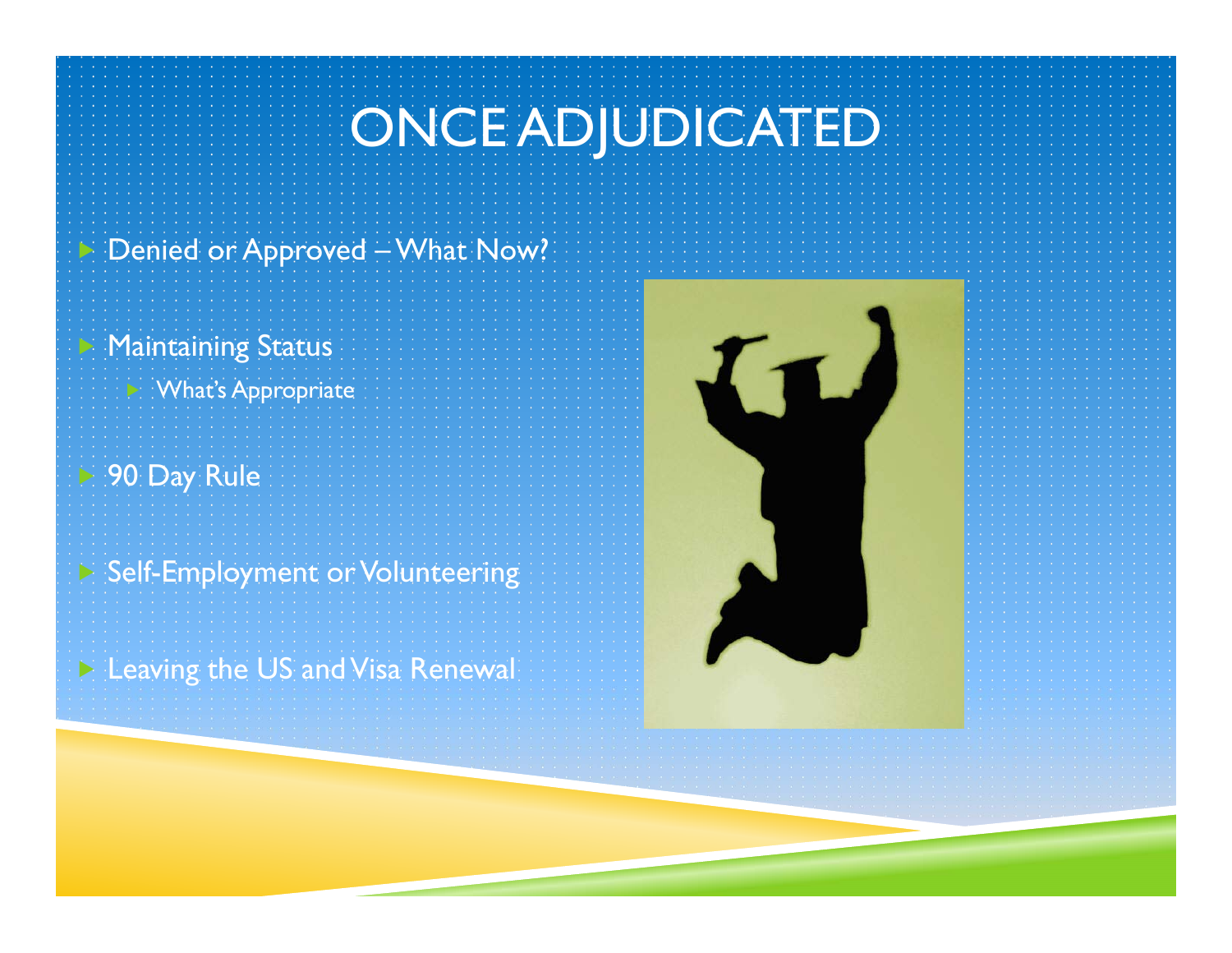# ONCE ADJUDICATED

- Denied or Approved – What Now?
- Maintaining Status
  - What's Appropriate
- 90 Day Rule
- Self-Employment or Volunteering
- Leaving the US and Visa Renewal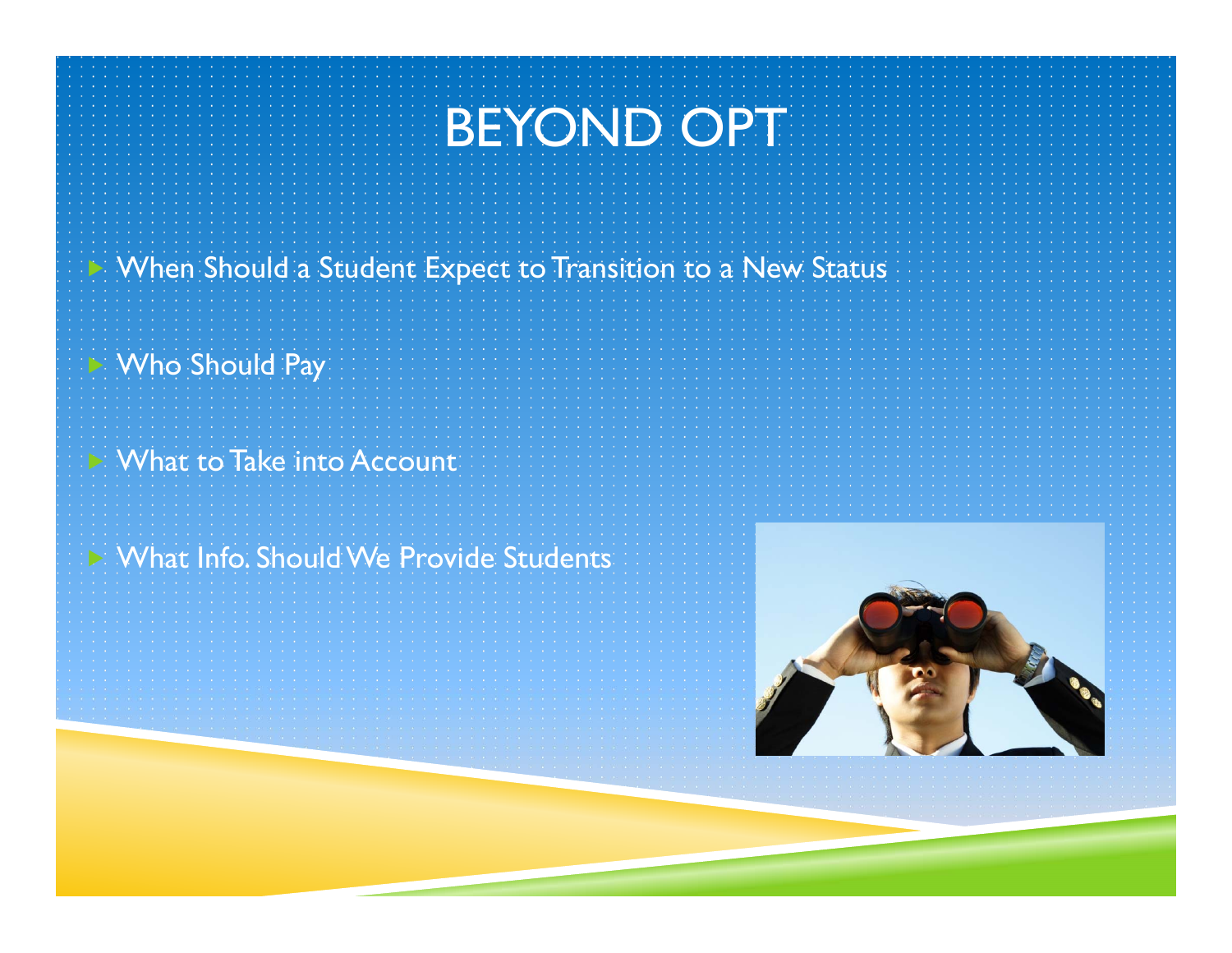# BEYOND OPT

- When Should a Student Expect to Transition to a New Status
- Who Should Pay
- What to Take into Account
- What Info. Should We Provide Students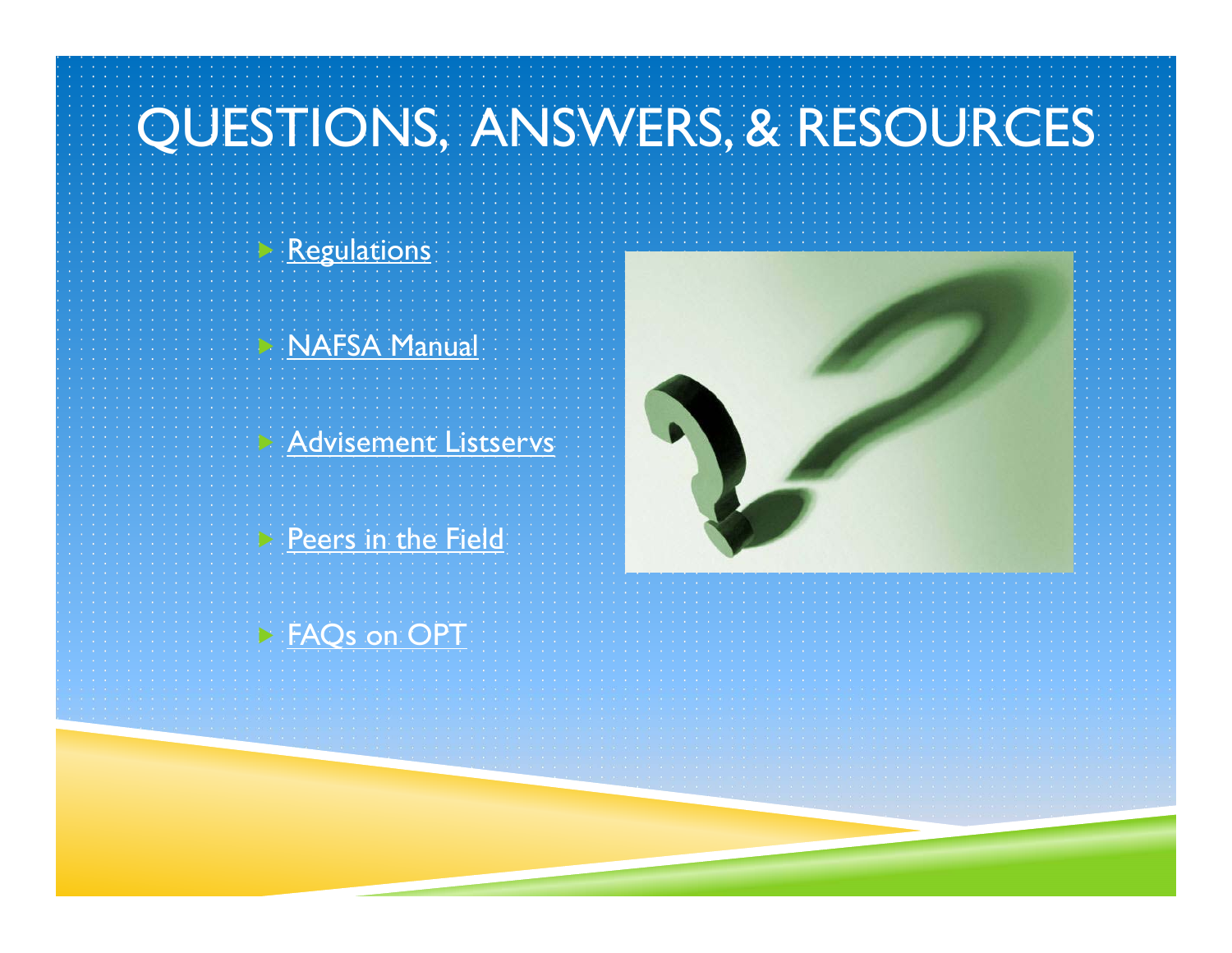# QUESTIONS, ANSWERS, & RESOURCES

- Regulations
- NAFSA Manual
- Advisement Listservs
- Peers in the Field
- FAQs on OPT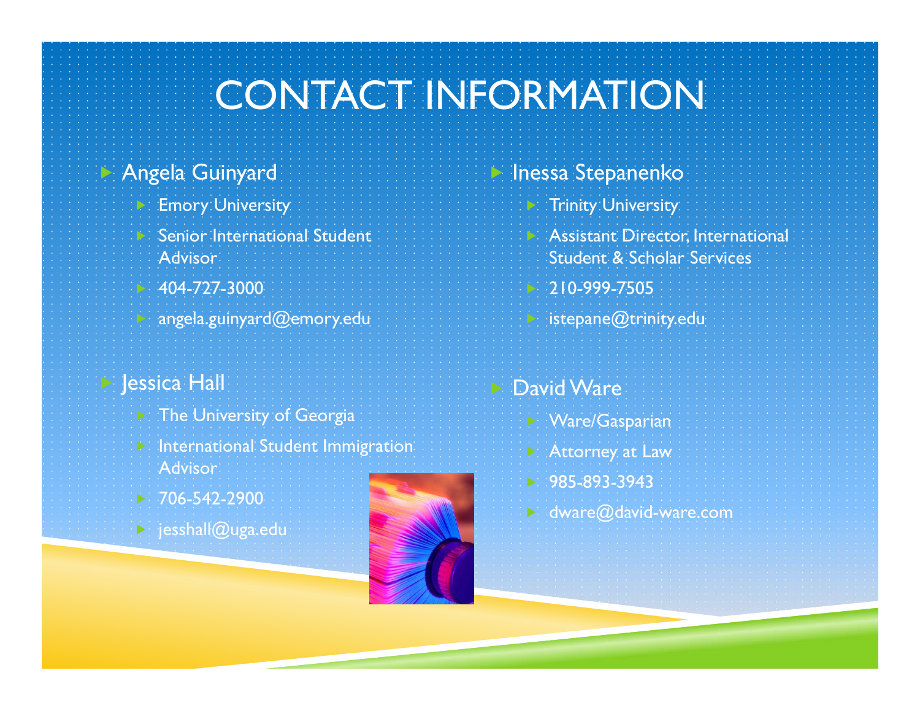# CONTACT INFORMATION

- Angela Guinyard
  - Emory University
  - Senior International Student Advisor
  - 404-727-3000
  - angela.guinyard@emory.edu

- Jessica Hall
  - The University of Georgia
  - International Student Immigration Advisor
  - 706-542-2900
  - jesshall@uga.edu

- Inessa Stepanenko
  - Trinity University
  - Assistant Director, International Student & Scholar Services
  - 210-999-7505
  - istepane@trinity.edu

- David Ware
  - Ware/Gasparian
  - Attorney at Law
  - 985-893-3943
  - dware@david-ware.com